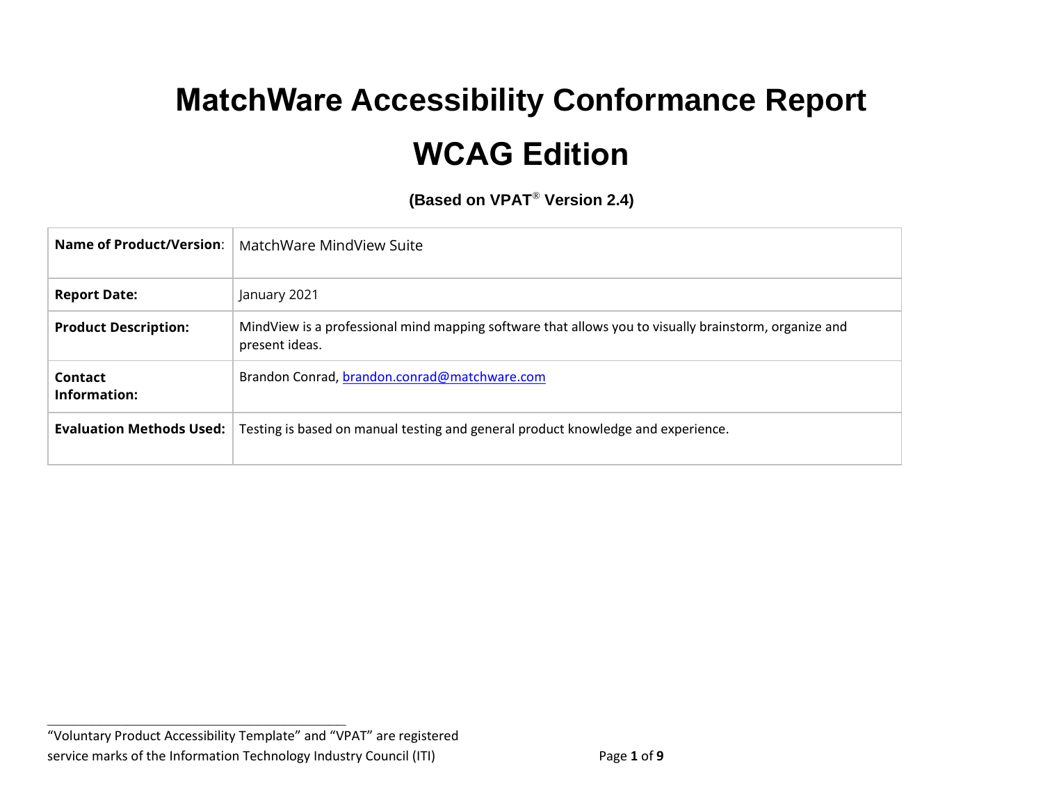# MatchWare Accessibility Conformance Report

# WCAG Edition

**(Based on VPAT® Version 2.4)**

| **Name of Product/Version**: | MatchWare MindView Suite |
|---|---|
| **Report Date:** | January 2021 |
| **Product Description:** | MindView is a professional mind mapping software that allows you to visually brainstorm, organize and present ideas. |
| **Contact Information:** | Brandon Conrad, brandon.conrad@matchware.com |
| **Evaluation Methods Used:** | Testing is based on manual testing and general product knowledge and experience. |

"Voluntary Product Accessibility Template" and "VPAT" are registered service marks of the Information Technology Industry Council (ITI)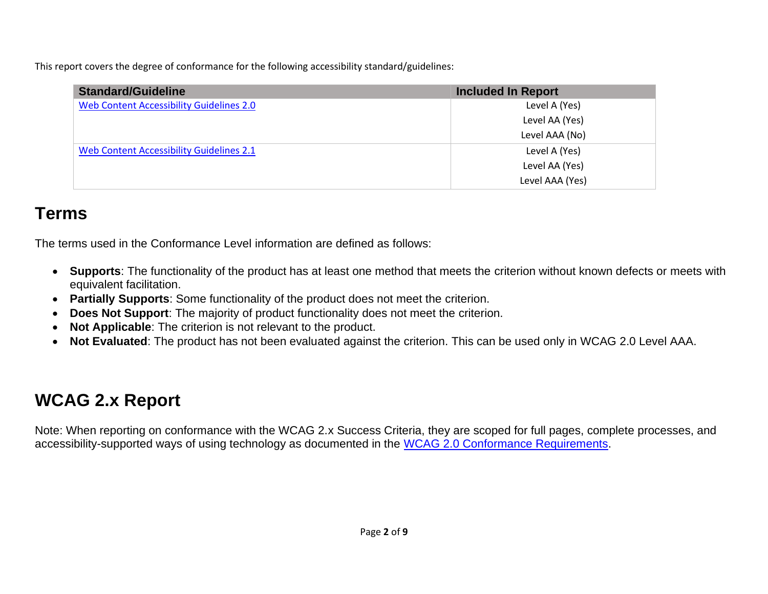This report covers the degree of conformance for the following accessibility standard/guidelines:

| Standard/Guideline | Included In Report |
| --- | --- |
| [Web Content Accessibility Guidelines 2.0](#) | Level A (Yes)<br>Level AA (Yes)<br>Level AAA (No) |
| [Web Content Accessibility Guidelines 2.1](#) | Level A (Yes)<br>Level AA (Yes)<br>Level AAA (Yes) |

## Terms

The terms used in the Conformance Level information are defined as follows:

- **Supports**: The functionality of the product has at least one method that meets the criterion without known defects or meets with equivalent facilitation.
- **Partially Supports**: Some functionality of the product does not meet the criterion.
- **Does Not Support**: The majority of product functionality does not meet the criterion.
- **Not Applicable**: The criterion is not relevant to the product.
- **Not Evaluated**: The product has not been evaluated against the criterion. This can be used only in WCAG 2.0 Level AAA.

## WCAG 2.x Report

Note: When reporting on conformance with the WCAG 2.x Success Criteria, they are scoped for full pages, complete processes, and accessibility-supported ways of using technology as documented in the [WCAG 2.0 Conformance Requirements](#).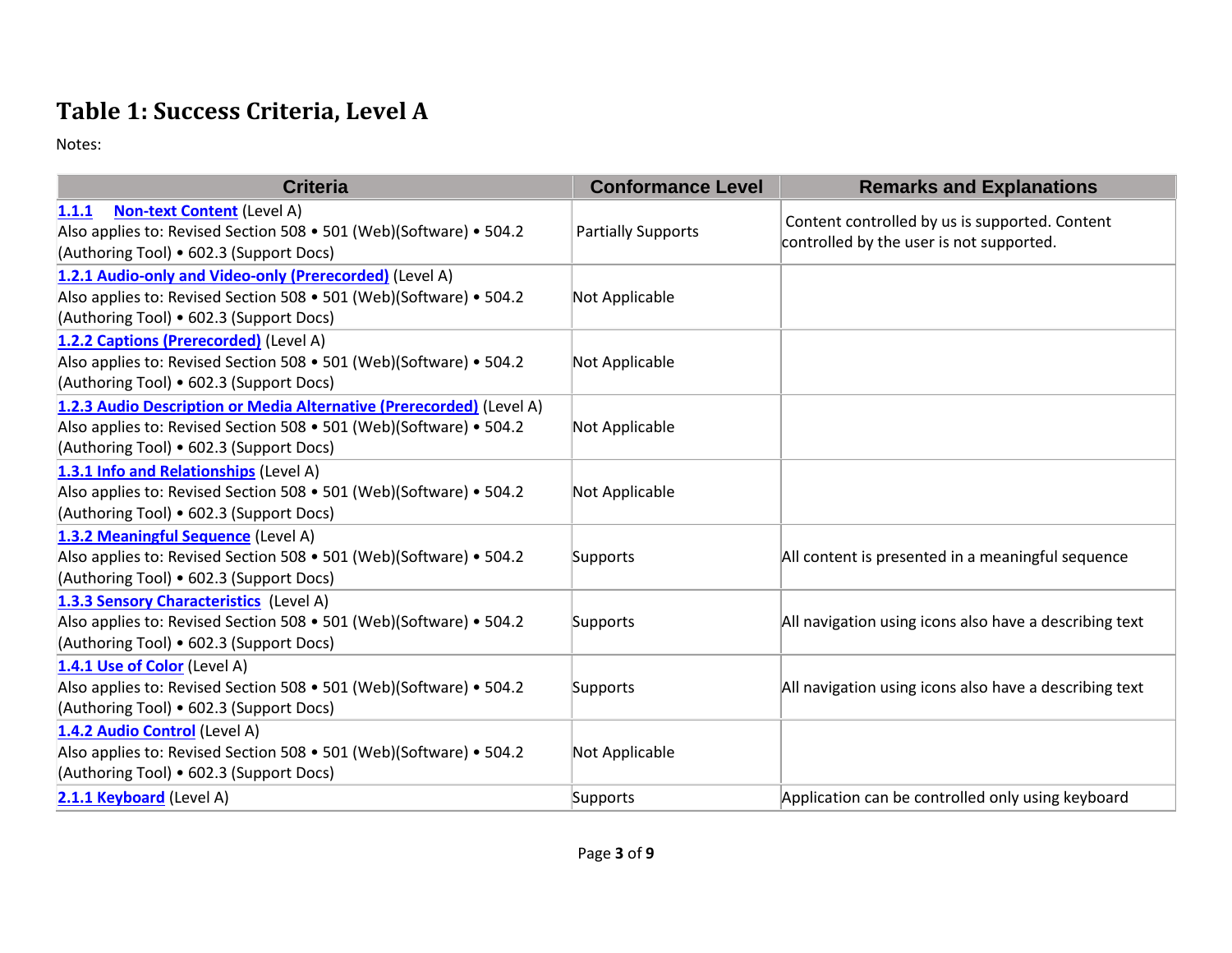## Table 1: Success Criteria, Level A

Notes:

| Criteria | Conformance Level | Remarks and Explanations |
|---|---|---|
| 1.1.1 Non-text Content (Level A) Also applies to: Revised Section 508 • 501 (Web)(Software) • 504.2 (Authoring Tool) • 602.3 (Support Docs) | Partially Supports | Content controlled by us is supported. Content controlled by the user is not supported. |
| 1.2.1 Audio-only and Video-only (Prerecorded) (Level A) Also applies to: Revised Section 508 • 501 (Web)(Software) • 504.2 (Authoring Tool) • 602.3 (Support Docs) | Not Applicable | |
| 1.2.2 Captions (Prerecorded) (Level A) Also applies to: Revised Section 508 • 501 (Web)(Software) • 504.2 (Authoring Tool) • 602.3 (Support Docs) | Not Applicable | |
| 1.2.3 Audio Description or Media Alternative (Prerecorded) (Level A) Also applies to: Revised Section 508 • 501 (Web)(Software) • 504.2 (Authoring Tool) • 602.3 (Support Docs) | Not Applicable | |
| 1.3.1 Info and Relationships (Level A) Also applies to: Revised Section 508 • 501 (Web)(Software) • 504.2 (Authoring Tool) • 602.3 (Support Docs) | Not Applicable | |
| 1.3.2 Meaningful Sequence (Level A) Also applies to: Revised Section 508 • 501 (Web)(Software) • 504.2 (Authoring Tool) • 602.3 (Support Docs) | Supports | All content is presented in a meaningful sequence |
| 1.3.3 Sensory Characteristics (Level A) Also applies to: Revised Section 508 • 501 (Web)(Software) • 504.2 (Authoring Tool) • 602.3 (Support Docs) | Supports | All navigation using icons also have a describing text |
| 1.4.1 Use of Color (Level A) Also applies to: Revised Section 508 • 501 (Web)(Software) • 504.2 (Authoring Tool) • 602.3 (Support Docs) | Supports | All navigation using icons also have a describing text |
| 1.4.2 Audio Control (Level A) Also applies to: Revised Section 508 • 501 (Web)(Software) • 504.2 (Authoring Tool) • 602.3 (Support Docs) | Not Applicable | |
| 2.1.1 Keyboard (Level A) | Supports | Application can be controlled only using keyboard |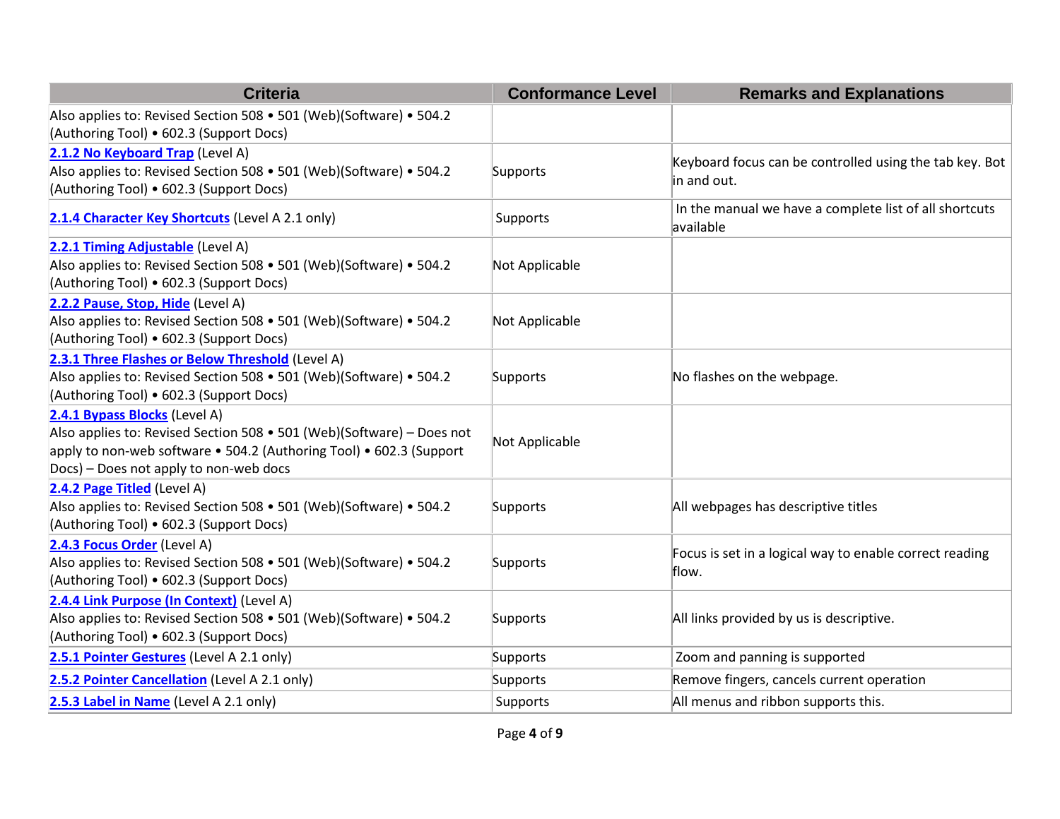| Criteria | Conformance Level | Remarks and Explanations |
|---|---|---|
| Also applies to: Revised Section 508 • 501 (Web)(Software) • 504.2 (Authoring Tool) • 602.3 (Support Docs) | | |
| [2.1.2 No Keyboard Trap](#) (Level A) Also applies to: Revised Section 508 • 501 (Web)(Software) • 504.2 (Authoring Tool) • 602.3 (Support Docs) | Supports | Keyboard focus can be controlled using the tab key. Bot in and out. |
| [2.1.4 Character Key Shortcuts](#) (Level A 2.1 only) | Supports | In the manual we have a complete list of all shortcuts available |
| [2.2.1 Timing Adjustable](#) (Level A) Also applies to: Revised Section 508 • 501 (Web)(Software) • 504.2 (Authoring Tool) • 602.3 (Support Docs) | Not Applicable | |
| [2.2.2 Pause, Stop, Hide](#) (Level A) Also applies to: Revised Section 508 • 501 (Web)(Software) • 504.2 (Authoring Tool) • 602.3 (Support Docs) | Not Applicable | |
| [2.3.1 Three Flashes or Below Threshold](#) (Level A) Also applies to: Revised Section 508 • 501 (Web)(Software) • 504.2 (Authoring Tool) • 602.3 (Support Docs) | Supports | No flashes on the webpage. |
| [2.4.1 Bypass Blocks](#) (Level A) Also applies to: Revised Section 508 • 501 (Web)(Software) – Does not apply to non-web software • 504.2 (Authoring Tool) • 602.3 (Support Docs) – Does not apply to non-web docs | Not Applicable | |
| [2.4.2 Page Titled](#) (Level A) Also applies to: Revised Section 508 • 501 (Web)(Software) • 504.2 (Authoring Tool) • 602.3 (Support Docs) | Supports | All webpages has descriptive titles |
| [2.4.3 Focus Order](#) (Level A) Also applies to: Revised Section 508 • 501 (Web)(Software) • 504.2 (Authoring Tool) • 602.3 (Support Docs) | Supports | Focus is set in a logical way to enable correct reading flow. |
| [2.4.4 Link Purpose (In Context)](#) (Level A) Also applies to: Revised Section 508 • 501 (Web)(Software) • 504.2 (Authoring Tool) • 602.3 (Support Docs) | Supports | All links provided by us is descriptive. |
| [2.5.1 Pointer Gestures](#) (Level A 2.1 only) | Supports | Zoom and panning is supported |
| [2.5.2 Pointer Cancellation](#) (Level A 2.1 only) | Supports | Remove fingers, cancels current operation |
| [2.5.3 Label in Name](#) (Level A 2.1 only) | Supports | All menus and ribbon supports this. |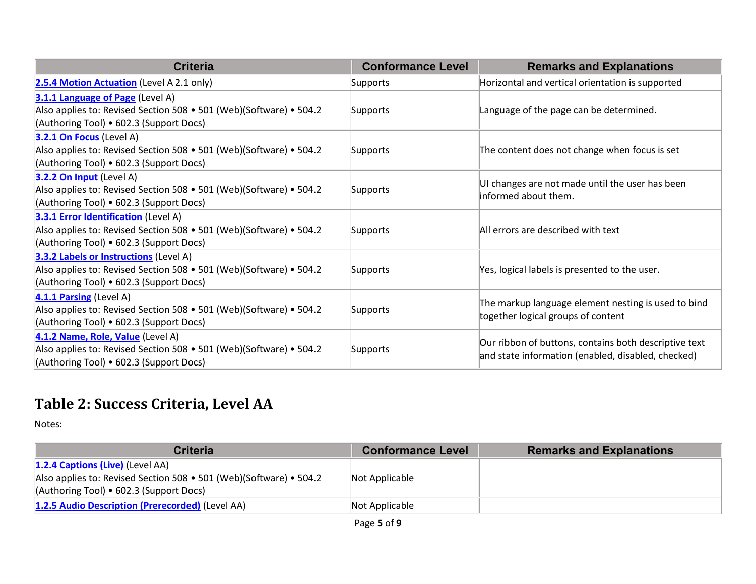| Criteria | Conformance Level | Remarks and Explanations |
|---|---|---|
| 2.5.4 Motion Actuation (Level A 2.1 only) | Supports | Horizontal and vertical orientation is supported |
| 3.1.1 Language of Page (Level A)<br>Also applies to: Revised Section 508 • 501 (Web)(Software) • 504.2 (Authoring Tool) • 602.3 (Support Docs) | Supports | Language of the page can be determined. |
| 3.2.1 On Focus (Level A)<br>Also applies to: Revised Section 508 • 501 (Web)(Software) • 504.2 (Authoring Tool) • 602.3 (Support Docs) | Supports | The content does not change when focus is set |
| 3.2.2 On Input (Level A)<br>Also applies to: Revised Section 508 • 501 (Web)(Software) • 504.2 (Authoring Tool) • 602.3 (Support Docs) | Supports | UI changes are not made until the user has been informed about them. |
| 3.3.1 Error Identification (Level A)<br>Also applies to: Revised Section 508 • 501 (Web)(Software) • 504.2 (Authoring Tool) • 602.3 (Support Docs) | Supports | All errors are described with text |
| 3.3.2 Labels or Instructions (Level A)<br>Also applies to: Revised Section 508 • 501 (Web)(Software) • 504.2 (Authoring Tool) • 602.3 (Support Docs) | Supports | Yes, logical labels is presented to the user. |
| 4.1.1 Parsing (Level A)<br>Also applies to: Revised Section 508 • 501 (Web)(Software) • 504.2 (Authoring Tool) • 602.3 (Support Docs) | Supports | The markup language element nesting is used to bind together logical groups of content |
| 4.1.2 Name, Role, Value (Level A)<br>Also applies to: Revised Section 508 • 501 (Web)(Software) • 504.2 (Authoring Tool) • 602.3 (Support Docs) | Supports | Our ribbon of buttons, contains both descriptive text and state information (enabled, disabled, checked) |

## Table 2: Success Criteria, Level AA

Notes:

| Criteria | Conformance Level | Remarks and Explanations |
|---|---|---|
| 1.2.4 Captions (Live) (Level AA)<br>Also applies to: Revised Section 508 • 501 (Web)(Software) • 504.2 (Authoring Tool) • 602.3 (Support Docs) | Not Applicable | |
| 1.2.5 Audio Description (Prerecorded) (Level AA) | Not Applicable | |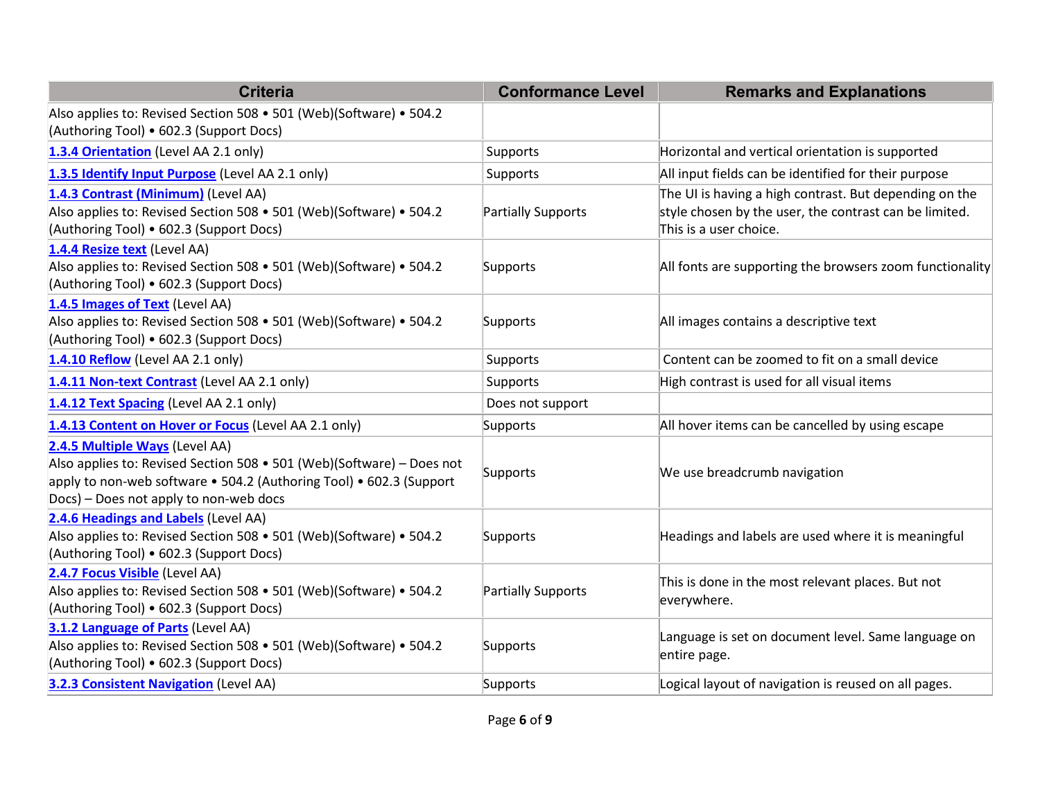| Criteria | Conformance Level | Remarks and Explanations |
| --- | --- | --- |
| Also applies to: Revised Section 508 • 501 (Web)(Software) • 504.2 (Authoring Tool) • 602.3 (Support Docs) | | |
| **1.3.4 Orientation** (Level AA 2.1 only) | Supports | Horizontal and vertical orientation is supported |
| **1.3.5 Identify Input Purpose** (Level AA 2.1 only) | Supports | All input fields can be identified for their purpose |
| **1.4.3 Contrast (Minimum)** (Level AA) Also applies to: Revised Section 508 • 501 (Web)(Software) • 504.2 (Authoring Tool) • 602.3 (Support Docs) | Partially Supports | The UI is having a high contrast. But depending on the style chosen by the user, the contrast can be limited. This is a user choice. |
| **1.4.4 Resize text** (Level AA) Also applies to: Revised Section 508 • 501 (Web)(Software) • 504.2 (Authoring Tool) • 602.3 (Support Docs) | Supports | All fonts are supporting the browsers zoom functionality |
| **1.4.5 Images of Text** (Level AA) Also applies to: Revised Section 508 • 501 (Web)(Software) • 504.2 (Authoring Tool) • 602.3 (Support Docs) | Supports | All images contains a descriptive text |
| **1.4.10 Reflow** (Level AA 2.1 only) | Supports | Content can be zoomed to fit on a small device |
| **1.4.11 Non-text Contrast** (Level AA 2.1 only) | Supports | High contrast is used for all visual items |
| **1.4.12 Text Spacing** (Level AA 2.1 only) | Does not support | |
| **1.4.13 Content on Hover or Focus** (Level AA 2.1 only) | Supports | All hover items can be cancelled by using escape |
| **2.4.5 Multiple Ways** (Level AA) Also applies to: Revised Section 508 • 501 (Web)(Software) – Does not apply to non-web software • 504.2 (Authoring Tool) • 602.3 (Support Docs) – Does not apply to non-web docs | Supports | We use breadcrumb navigation |
| **2.4.6 Headings and Labels** (Level AA) Also applies to: Revised Section 508 • 501 (Web)(Software) • 504.2 (Authoring Tool) • 602.3 (Support Docs) | Supports | Headings and labels are used where it is meaningful |
| **2.4.7 Focus Visible** (Level AA) Also applies to: Revised Section 508 • 501 (Web)(Software) • 504.2 (Authoring Tool) • 602.3 (Support Docs) | Partially Supports | This is done in the most relevant places. But not everywhere. |
| **3.1.2 Language of Parts** (Level AA) Also applies to: Revised Section 508 • 501 (Web)(Software) • 504.2 (Authoring Tool) • 602.3 (Support Docs) | Supports | Language is set on document level. Same language on entire page. |
| **3.2.3 Consistent Navigation** (Level AA) | Supports | Logical layout of navigation is reused on all pages. |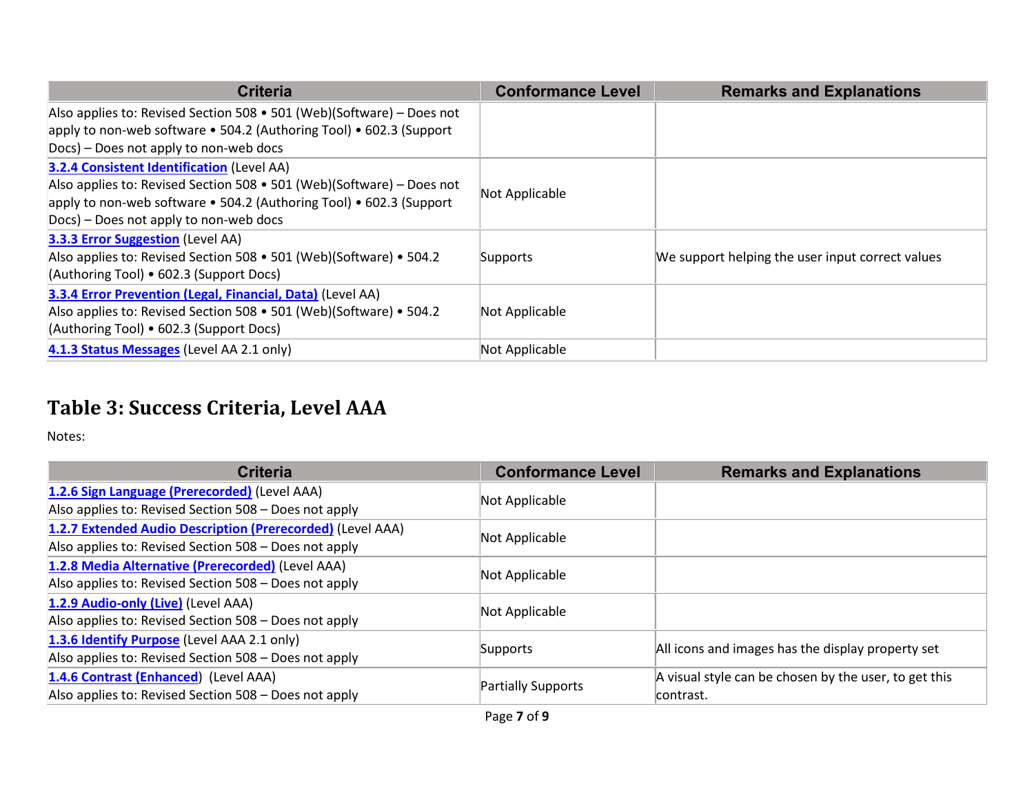| Criteria | Conformance Level | Remarks and Explanations |
|---|---|---|
| Also applies to: Revised Section 508 • 501 (Web)(Software) – Does not apply to non-web software • 504.2 (Authoring Tool) • 602.3 (Support Docs) – Does not apply to non-web docs | | |
| [3.2.4 Consistent Identification](#) (Level AA) Also applies to: Revised Section 508 • 501 (Web)(Software) – Does not apply to non-web software • 504.2 (Authoring Tool) • 602.3 (Support Docs) – Does not apply to non-web docs | Not Applicable | |
| [3.3.3 Error Suggestion](#) (Level AA) Also applies to: Revised Section 508 • 501 (Web)(Software) • 504.2 (Authoring Tool) • 602.3 (Support Docs) | Supports | We support helping the user input correct values |
| [3.3.4 Error Prevention (Legal, Financial, Data)](#) (Level AA) Also applies to: Revised Section 508 • 501 (Web)(Software) • 504.2 (Authoring Tool) • 602.3 (Support Docs) | Not Applicable | |
| [4.1.3 Status Messages](#) (Level AA 2.1 only) | Not Applicable | |

## Table 3: Success Criteria, Level AAA

Notes:

| Criteria | Conformance Level | Remarks and Explanations |
|---|---|---|
| [1.2.6 Sign Language (Prerecorded)](#) (Level AAA) Also applies to: Revised Section 508 – Does not apply | Not Applicable | |
| [1.2.7 Extended Audio Description (Prerecorded)](#) (Level AAA) Also applies to: Revised Section 508 – Does not apply | Not Applicable | |
| [1.2.8 Media Alternative (Prerecorded)](#) (Level AAA) Also applies to: Revised Section 508 – Does not apply | Not Applicable | |
| [1.2.9 Audio-only (Live)](#) (Level AAA) Also applies to: Revised Section 508 – Does not apply | Not Applicable | |
| [1.3.6 Identify Purpose](#) (Level AAA 2.1 only) Also applies to: Revised Section 508 – Does not apply | Supports | All icons and images has the display property set |
| [1.4.6 Contrast (Enhanced](#)) (Level AAA) Also applies to: Revised Section 508 – Does not apply | Partially Supports | A visual style can be chosen by the user, to get this contrast. |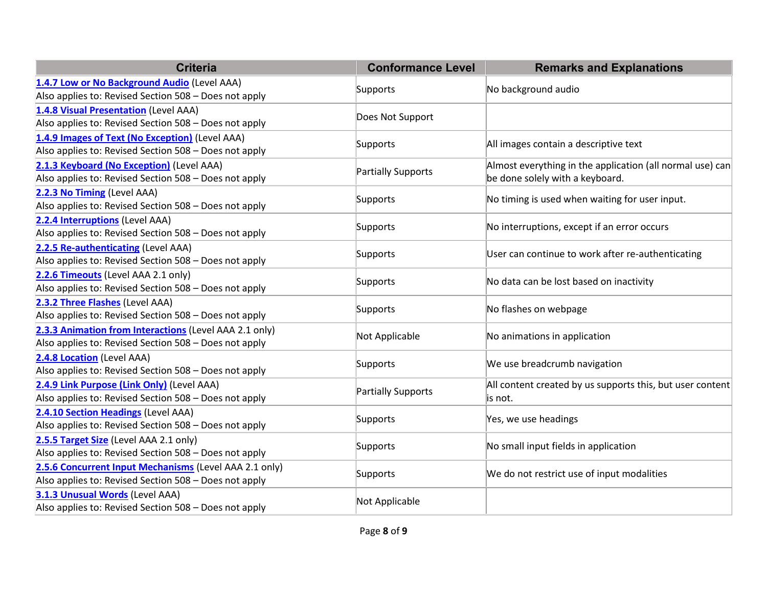| Criteria | Conformance Level | Remarks and Explanations |
| --- | --- | --- |
| **1.4.7 Low or No Background Audio** (Level AAA)<br>Also applies to: Revised Section 508 – Does not apply | Supports | No background audio |
| **1.4.8 Visual Presentation** (Level AAA)<br>Also applies to: Revised Section 508 – Does not apply | Does Not Support | |
| **1.4.9 Images of Text (No Exception)** (Level AAA)<br>Also applies to: Revised Section 508 – Does not apply | Supports | All images contain a descriptive text |
| **2.1.3 Keyboard (No Exception)** (Level AAA)<br>Also applies to: Revised Section 508 – Does not apply | Partially Supports | Almost everything in the application (all normal use) can be done solely with a keyboard. |
| **2.2.3 No Timing** (Level AAA)<br>Also applies to: Revised Section 508 – Does not apply | Supports | No timing is used when waiting for user input. |
| **2.2.4 Interruptions** (Level AAA)<br>Also applies to: Revised Section 508 – Does not apply | Supports | No interruptions, except if an error occurs |
| **2.2.5 Re-authenticating** (Level AAA)<br>Also applies to: Revised Section 508 – Does not apply | Supports | User can continue to work after re-authenticating |
| **2.2.6 Timeouts** (Level AAA 2.1 only)<br>Also applies to: Revised Section 508 – Does not apply | Supports | No data can be lost based on inactivity |
| **2.3.2 Three Flashes** (Level AAA)<br>Also applies to: Revised Section 508 – Does not apply | Supports | No flashes on webpage |
| **2.3.3 Animation from Interactions** (Level AAA 2.1 only)<br>Also applies to: Revised Section 508 – Does not apply | Not Applicable | No animations in application |
| **2.4.8 Location** (Level AAA)<br>Also applies to: Revised Section 508 – Does not apply | Supports | We use breadcrumb navigation |
| **2.4.9 Link Purpose (Link Only)** (Level AAA)<br>Also applies to: Revised Section 508 – Does not apply | Partially Supports | All content created by us supports this, but user content is not. |
| **2.4.10 Section Headings** (Level AAA)<br>Also applies to: Revised Section 508 – Does not apply | Supports | Yes, we use headings |
| **2.5.5 Target Size** (Level AAA 2.1 only)<br>Also applies to: Revised Section 508 – Does not apply | Supports | No small input fields in application |
| **2.5.6 Concurrent Input Mechanisms** (Level AAA 2.1 only)<br>Also applies to: Revised Section 508 – Does not apply | Supports | We do not restrict use of input modalities |
| **3.1.3 Unusual Words** (Level AAA)<br>Also applies to: Revised Section 508 – Does not apply | Not Applicable | |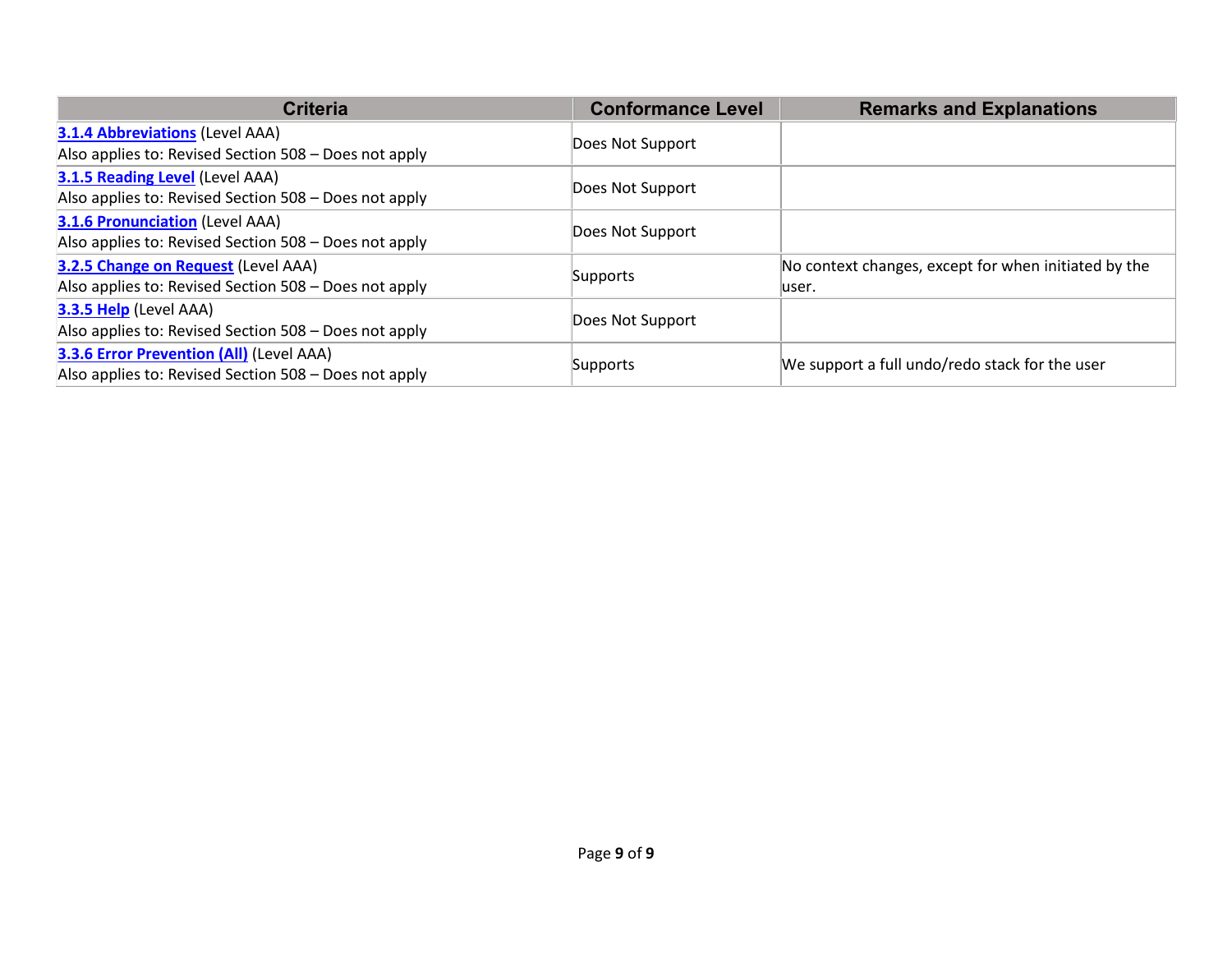| Criteria | Conformance Level | Remarks and Explanations |
|---|---|---|
| **3.1.4 Abbreviations** (Level AAA)<br>Also applies to: Revised Section 508 – Does not apply | Does Not Support | |
| **3.1.5 Reading Level** (Level AAA)<br>Also applies to: Revised Section 508 – Does not apply | Does Not Support | |
| **3.1.6 Pronunciation** (Level AAA)<br>Also applies to: Revised Section 508 – Does not apply | Does Not Support | |
| **3.2.5 Change on Request** (Level AAA)<br>Also applies to: Revised Section 508 – Does not apply | Supports | No context changes, except for when initiated by the user. |
| **3.3.5 Help** (Level AAA)<br>Also applies to: Revised Section 508 – Does not apply | Does Not Support | |
| **3.3.6 Error Prevention (All)** (Level AAA)<br>Also applies to: Revised Section 508 – Does not apply | Supports | We support a full undo/redo stack for the user |